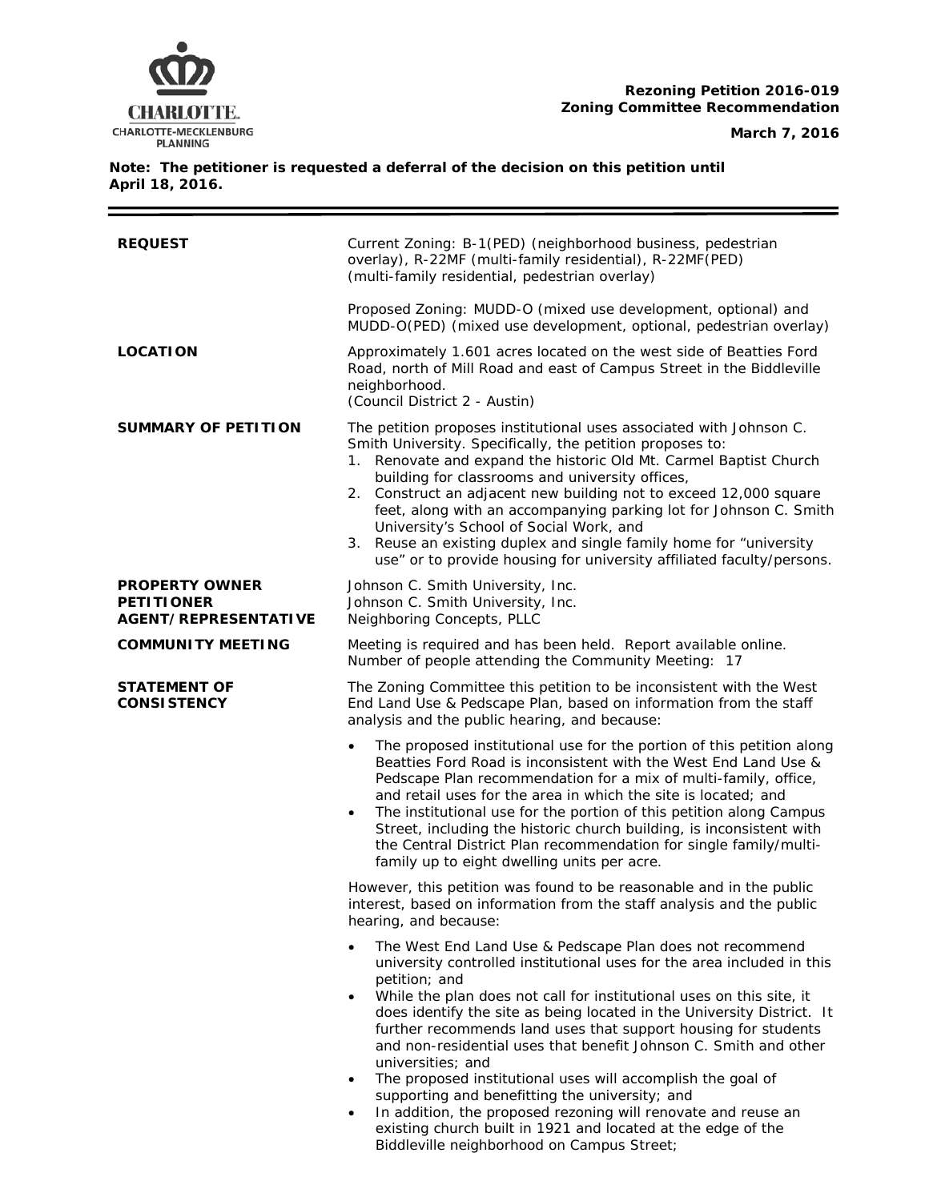**Rezoning Petition 2016-019**
**Zoning Committee Recommendation**

**March 7, 2016**

**Note: The petitioner is requested a deferral of the decision on this petition until April 18, 2016.**

| | |
|---|---|
| **REQUEST** | Current Zoning: B-1(PED) (neighborhood business, pedestrian overlay), R-22MF (multi-family residential), R-22MF(PED) (multi-family residential, pedestrian overlay)<br><br>Proposed Zoning: MUDD-O (mixed use development, optional) and MUDD-O(PED) (mixed use development, optional, pedestrian overlay) |
| **LOCATION** | Approximately 1.601 acres located on the west side of Beatties Ford Road, north of Mill Road and east of Campus Street in the Biddleville neighborhood.<br>(Council District 2 - Austin) |
| **SUMMARY OF PETITION** | The petition proposes institutional uses associated with Johnson C. Smith University. Specifically, the petition proposes to:<br>1. Renovate and expand the historic Old Mt. Carmel Baptist Church building for classrooms and university offices,<br>2. Construct an adjacent new building not to exceed 12,000 square feet, along with an accompanying parking lot for Johnson C. Smith University's School of Social Work, and<br>3. Reuse an existing duplex and single family home for "university use" or to provide housing for university affiliated faculty/persons. |
| **PROPERTY OWNER**<br>**PETITIONER**<br>**AGENT/REPRESENTATIVE** | Johnson C. Smith University, Inc.<br>Johnson C. Smith University, Inc.<br>Neighboring Concepts, PLLC |
| **COMMUNITY MEETING** | Meeting is required and has been held. Report available online.<br>Number of people attending the Community Meeting: 17 |
| **STATEMENT OF CONSISTENCY** | The Zoning Committee this petition to be inconsistent with the West End Land Use & Pedscape Plan, based on information from the staff analysis and the public hearing, and because:<br>• The proposed institutional use for the portion of this petition along Beatties Ford Road is inconsistent with the West End Land Use & Pedscape Plan recommendation for a mix of multi-family, office, and retail uses for the area in which the site is located; and<br>• The institutional use for the portion of this petition along Campus Street, including the historic church building, is inconsistent with the Central District Plan recommendation for single family/multi-family up to eight dwelling units per acre.<br><br>However, this petition was found to be reasonable and in the public interest, based on information from the staff analysis and the public hearing, and because:<br>• The West End Land Use & Pedscape Plan does not recommend university controlled institutional uses for the area included in this petition; and<br>• While the plan does not call for institutional uses on this site, it does identify the site as being located in the University District. It further recommends land uses that support housing for students and non-residential uses that benefit Johnson C. Smith and other universities; and<br>• The proposed institutional uses will accomplish the goal of supporting and benefitting the university; and<br>• In addition, the proposed rezoning will renovate and reuse an existing church built in 1921 and located at the edge of the Biddleville neighborhood on Campus Street; |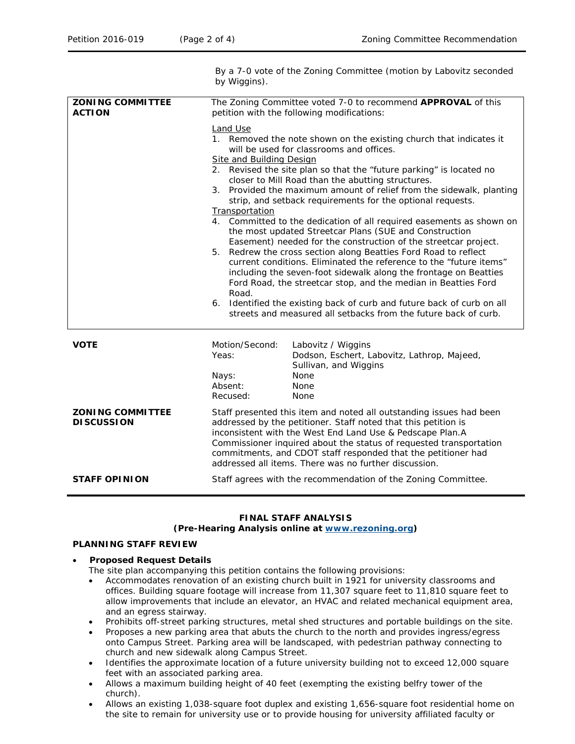By a 7-0 vote of the Zoning Committee (motion by Labovitz seconded by Wiggins).

| | |
|---|---|
| **ZONING COMMITTEE ACTION** | The Zoning Committee voted 7-0 to recommend **APPROVAL** of this petition with the following modifications:<br><br>Land Use<br>1. Removed the note shown on the existing church that indicates it will be used for classrooms and offices.<br>Site and Building Design<br>2. Revised the site plan so that the "future parking" is located no closer to Mill Road than the abutting structures.<br>3. Provided the maximum amount of relief from the sidewalk, planting strip, and setback requirements for the optional requests.<br>Transportation<br>4. Committed to the dedication of all required easements as shown on the most updated Streetcar Plans (SUE and Construction Easement) needed for the construction of the streetcar project.<br>5. Redrew the cross section along Beatties Ford Road to reflect current conditions. Eliminated the reference to the "future items" including the seven-foot sidewalk along the frontage on Beatties Ford Road, the streetcar stop, and the median in Beatties Ford Road.<br>6. Identified the existing back of curb and future back of curb on all streets and measured all setbacks from the future back of curb. |

| | | |
|---|---|---|
| **VOTE** | Motion/Second: | Labovitz / Wiggins |
| | Yeas: | Dodson, Eschert, Labovitz, Lathrop, Majeed, Sullivan, and Wiggins |
| | Nays: | None |
| | Absent: | None |
| | Recused: | None |

| | |
|---|---|
| **ZONING COMMITTEE DISCUSSION** | Staff presented this item and noted all outstanding issues had been addressed by the petitioner. Staff noted that this petition is inconsistent with the West End Land Use & Pedscape Plan.A Commissioner inquired about the status of requested transportation commitments, and CDOT staff responded that the petitioner had addressed all items. There was no further discussion. |
| **STAFF OPINION** | Staff agrees with the recommendation of the Zoning Committee. |

**FINAL STAFF ANALYSIS**
**(Pre-Hearing Analysis online at www.rezoning.org)**

**PLANNING STAFF REVIEW**

- **Proposed Request Details**
  The site plan accompanying this petition contains the following provisions:
  - Accommodates renovation of an existing church built in 1921 for university classrooms and offices. Building square footage will increase from 11,307 square feet to 11,810 square feet to allow improvements that include an elevator, an HVAC and related mechanical equipment area, and an egress stairway.
  - Prohibits off-street parking structures, metal shed structures and portable buildings on the site.
  - Proposes a new parking area that abuts the church to the north and provides ingress/egress onto Campus Street. Parking area will be landscaped, with pedestrian pathway connecting to church and new sidewalk along Campus Street.
  - Identifies the approximate location of a future university building not to exceed 12,000 square feet with an associated parking area.
  - Allows a maximum building height of 40 feet (exempting the existing belfry tower of the church).
  - Allows an existing 1,038-square foot duplex and existing 1,656-square foot residential home on the site to remain for university use or to provide housing for university affiliated faculty or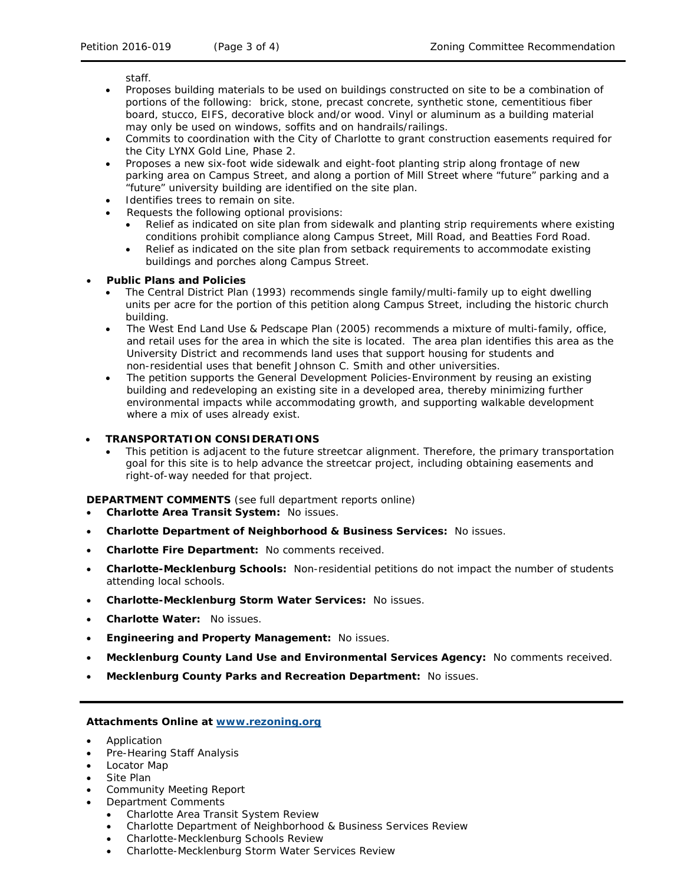staff.

- Proposes building materials to be used on buildings constructed on site to be a combination of portions of the following: brick, stone, precast concrete, synthetic stone, cementitious fiber board, stucco, EIFS, decorative block and/or wood. Vinyl or aluminum as a building material may only be used on windows, soffits and on handrails/railings.
- Commits to coordination with the City of Charlotte to grant construction easements required for the City LYNX Gold Line, Phase 2.
- Proposes a new six-foot wide sidewalk and eight-foot planting strip along frontage of new parking area on Campus Street, and along a portion of Mill Street where "future" parking and a "future" university building are identified on the site plan.
- Identifies trees to remain on site.
- Requests the following optional provisions:
  - Relief as indicated on site plan from sidewalk and planting strip requirements where existing conditions prohibit compliance along Campus Street, Mill Road, and Beatties Ford Road.
  - Relief as indicated on the site plan from setback requirements to accommodate existing buildings and porches along Campus Street.

- **Public Plans and Policies**
  - The Central District Plan (1993) recommends single family/multi-family up to eight dwelling units per acre for the portion of this petition along Campus Street, including the historic church building.
  - The West End Land Use & Pedscape Plan (2005) recommends a mixture of multi-family, office, and retail uses for the area in which the site is located. The area plan identifies this area as the University District and recommends land uses that support housing for students and non-residential uses that benefit Johnson C. Smith and other universities.
  - The petition supports the General Development Policies-Environment by reusing an existing building and redeveloping an existing site in a developed area, thereby minimizing further environmental impacts while accommodating growth, and supporting walkable development where a mix of uses already exist.

- **TRANSPORTATION CONSIDERATIONS**
  - This petition is adjacent to the future streetcar alignment. Therefore, the primary transportation goal for this site is to help advance the streetcar project, including obtaining easements and right-of-way needed for that project.

**DEPARTMENT COMMENTS** (see full department reports online)

- **Charlotte Area Transit System:** No issues.
- **Charlotte Department of Neighborhood & Business Services:** No issues.
- **Charlotte Fire Department:** No comments received.
- **Charlotte-Mecklenburg Schools:** Non-residential petitions do not impact the number of students attending local schools.
- **Charlotte-Mecklenburg Storm Water Services:** No issues.
- **Charlotte Water:** No issues.
- **Engineering and Property Management:** No issues.
- **Mecklenburg County Land Use and Environmental Services Agency:** No comments received.
- **Mecklenburg County Parks and Recreation Department:** No issues.

---

**Attachments Online at [www.rezoning.org](www.rezoning.org)**

- Application
- Pre-Hearing Staff Analysis
- Locator Map
- Site Plan
- Community Meeting Report
- Department Comments
  - Charlotte Area Transit System Review
  - Charlotte Department of Neighborhood & Business Services Review
  - Charlotte-Mecklenburg Schools Review
  - Charlotte-Mecklenburg Storm Water Services Review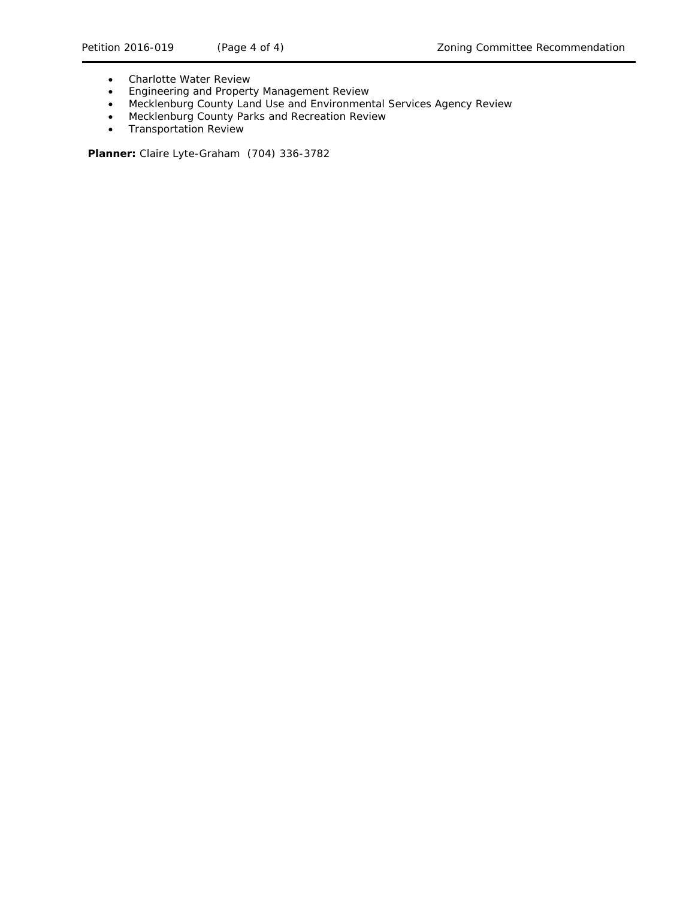- Charlotte Water Review
- Engineering and Property Management Review
- Mecklenburg County Land Use and Environmental Services Agency Review
- Mecklenburg County Parks and Recreation Review
- Transportation Review

**Planner:** Claire Lyte-Graham (704) 336-3782